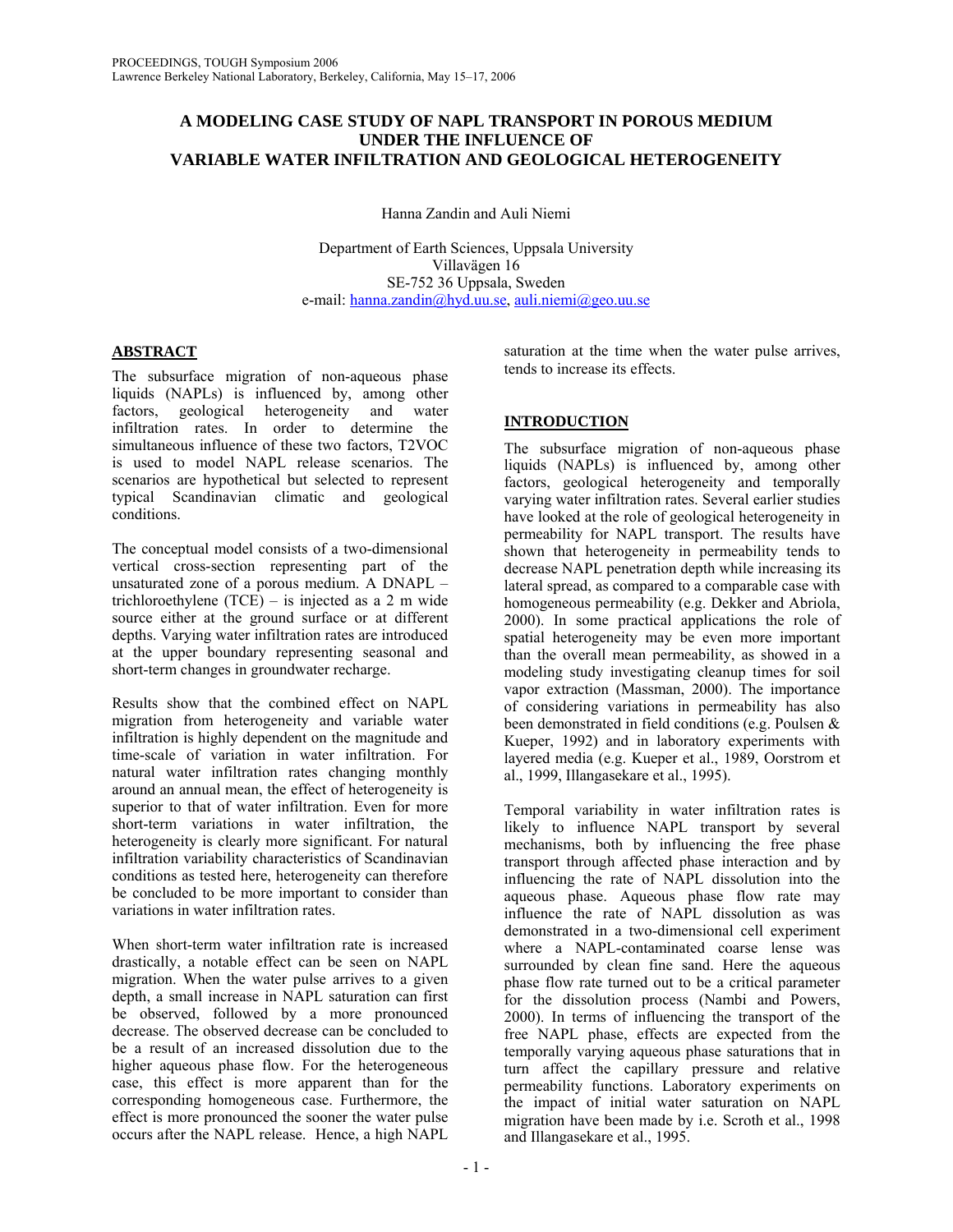# A MODELING CASE STUDY OF NAPL TRANSPORT IN POROUS MEDIUM UNDER THE INFLUENCE OF VARIABLE WATER INFILTRATION AND GEOLOGICAL HETEROGENEITY

Hanna Zandin and Auli Niemi

Department of Earth Sciences, Uppsala University
Villavägen 16
SE-752 36 Uppsala, Sweden
e-mail: hanna.zandin@hyd.uu.se, auli.niemi@geo.uu.se

## ABSTRACT

The subsurface migration of non-aqueous phase liquids (NAPLs) is influenced by, among other factors, geological heterogeneity and water infiltration rates. In order to determine the simultaneous influence of these two factors, T2VOC is used to model NAPL release scenarios. The scenarios are hypothetical but selected to represent typical Scandinavian climatic and geological conditions.

The conceptual model consists of a two-dimensional vertical cross-section representing part of the unsaturated zone of a porous medium. A DNAPL – trichloroethylene (TCE) – is injected as a 2 m wide source either at the ground surface or at different depths. Varying water infiltration rates are introduced at the upper boundary representing seasonal and short-term changes in groundwater recharge.

Results show that the combined effect on NAPL migration from heterogeneity and variable water infiltration is highly dependent on the magnitude and time-scale of variation in water infiltration. For natural water infiltration rates changing monthly around an annual mean, the effect of heterogeneity is superior to that of water infiltration. Even for more short-term variations in water infiltration, the heterogeneity is clearly more significant. For natural infiltration variability characteristics of Scandinavian conditions as tested here, heterogeneity can therefore be concluded to be more important to consider than variations in water infiltration rates.

When short-term water infiltration rate is increased drastically, a notable effect can be seen on NAPL migration. When the water pulse arrives to a given depth, a small increase in NAPL saturation can first be observed, followed by a more pronounced decrease. The observed decrease can be concluded to be a result of an increased dissolution due to the higher aqueous phase flow. For the heterogeneous case, this effect is more apparent than for the corresponding homogeneous case. Furthermore, the effect is more pronounced the sooner the water pulse occurs after the NAPL release. Hence, a high NAPL saturation at the time when the water pulse arrives, tends to increase its effects.

## INTRODUCTION

The subsurface migration of non-aqueous phase liquids (NAPLs) is influenced by, among other factors, geological heterogeneity and temporally varying water infiltration rates. Several earlier studies have looked at the role of geological heterogeneity in permeability for NAPL transport. The results have shown that heterogeneity in permeability tends to decrease NAPL penetration depth while increasing its lateral spread, as compared to a comparable case with homogeneous permeability (e.g. Dekker and Abriola, 2000). In some practical applications the role of spatial heterogeneity may be even more important than the overall mean permeability, as showed in a modeling study investigating cleanup times for soil vapor extraction (Massman, 2000). The importance of considering variations in permeability has also been demonstrated in field conditions (e.g. Poulsen & Kueper, 1992) and in laboratory experiments with layered media (e.g. Kueper et al., 1989, Oorstrom et al., 1999, Illangasekare et al., 1995).

Temporal variability in water infiltration rates is likely to influence NAPL transport by several mechanisms, both by influencing the free phase transport through affected phase interaction and by influencing the rate of NAPL dissolution into the aqueous phase. Aqueous phase flow rate may influence the rate of NAPL dissolution as was demonstrated in a two-dimensional cell experiment where a NAPL-contaminated coarse lense was surrounded by clean fine sand. Here the aqueous phase flow rate turned out to be a critical parameter for the dissolution process (Nambi and Powers, 2000). In terms of influencing the transport of the free NAPL phase, effects are expected from the temporally varying aqueous phase saturations that in turn affect the capillary pressure and relative permeability functions. Laboratory experiments on the impact of initial water saturation on NAPL migration have been made by i.e. Scroth et al., 1998 and Illangasekare et al., 1995.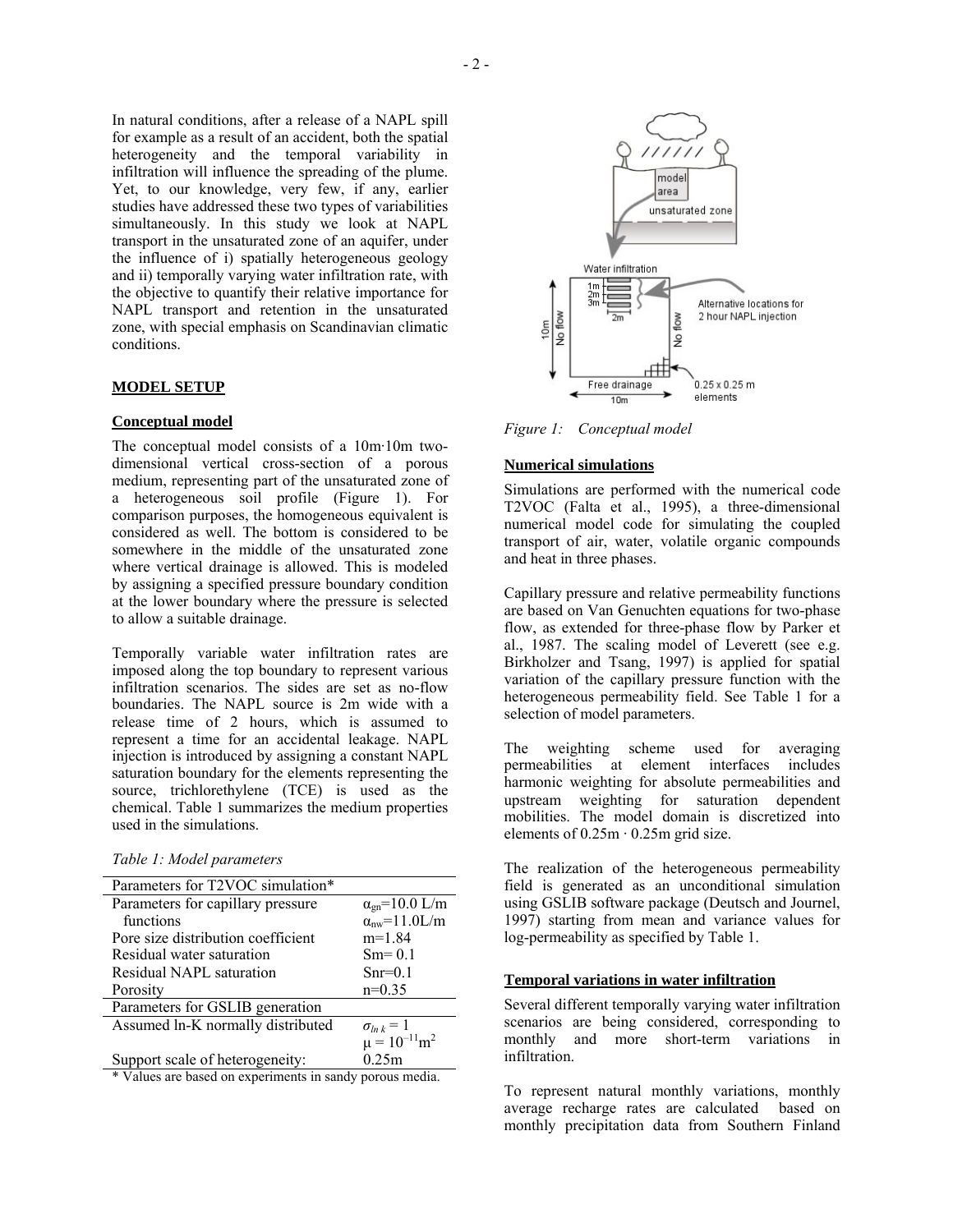In natural conditions, after a release of a NAPL spill for example as a result of an accident, both the spatial heterogeneity and the temporal variability in infiltration will influence the spreading of the plume. Yet, to our knowledge, very few, if any, earlier studies have addressed these two types of variabilities simultaneously. In this study we look at NAPL transport in the unsaturated zone of an aquifer, under the influence of i) spatially heterogeneous geology and ii) temporally varying water infiltration rate, with the objective to quantify their relative importance for NAPL transport and retention in the unsaturated zone, with special emphasis on Scandinavian climatic conditions.

## MODEL SETUP

### Conceptual model

The conceptual model consists of a 10m·10m two-dimensional vertical cross-section of a porous medium, representing part of the unsaturated zone of a heterogeneous soil profile (Figure 1). For comparison purposes, the homogeneous equivalent is considered as well. The bottom is considered to be somewhere in the middle of the unsaturated zone where vertical drainage is allowed. This is modeled by assigning a specified pressure boundary condition at the lower boundary where the pressure is selected to allow a suitable drainage.

Temporally variable water infiltration rates are imposed along the top boundary to represent various infiltration scenarios. The sides are set as no-flow boundaries. The NAPL source is 2m wide with a release time of 2 hours, which is assumed to represent a time for an accidental leakage. NAPL injection is introduced by assigning a constant NAPL saturation boundary for the elements representing the source, trichlorethylene (TCE) is used as the chemical. Table 1 summarizes the medium properties used in the simulations.

*Table 1: Model parameters*

| Parameters for T2VOC simulation* | |
|---|---|
| Parameters for capillary pressure functions | $\alpha_{gn}$=10.0 L/m<br>$\alpha_{nw}$=11.0L/m |
| Pore size distribution coefficient | m=1.84 |
| Residual water saturation | Sm= 0.1 |
| Residual NAPL saturation | Snr=0.1 |
| Porosity | n=0.35 |
| **Parameters for GSLIB generation** | |
| Assumed ln-K normally distributed | $\sigma_{ln\,k} = 1$<br>$\mu = 10^{-11}\text{m}^2$ |
| Support scale of heterogeneity: | 0.25m |

\* Values are based on experiments in sandy porous media.

*Figure 1: Conceptual model*

### Numerical simulations

Simulations are performed with the numerical code T2VOC (Falta et al., 1995), a three-dimensional numerical model code for simulating the coupled transport of air, water, volatile organic compounds and heat in three phases.

Capillary pressure and relative permeability functions are based on Van Genuchten equations for two-phase flow, as extended for three-phase flow by Parker et al., 1987. The scaling model of Leverett (see e.g. Birkholzer and Tsang, 1997) is applied for spatial variation of the capillary pressure function with the heterogeneous permeability field. See Table 1 for a selection of model parameters.

The weighting scheme used for averaging permeabilities at element interfaces includes harmonic weighting for absolute permeabilities and upstream weighting for saturation dependent mobilities. The model domain is discretized into elements of 0.25m · 0.25m grid size.

The realization of the heterogeneous permeability field is generated as an unconditional simulation using GSLIB software package (Deutsch and Journel, 1997) starting from mean and variance values for log-permeability as specified by Table 1.

### Temporal variations in water infiltration

Several different temporally varying water infiltration scenarios are being considered, corresponding to monthly and more short-term variations in infiltration.

To represent natural monthly variations, monthly average recharge rates are calculated based on monthly precipitation data from Southern Finland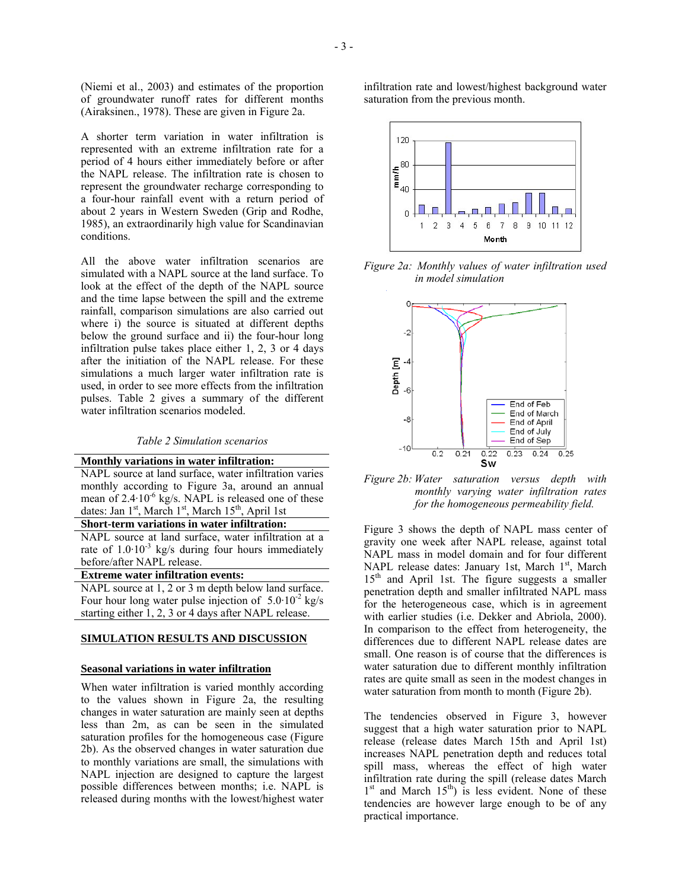(Niemi et al., 2003) and estimates of the proportion of groundwater runoff rates for different months (Airaksinen., 1978). These are given in Figure 2a.

A shorter term variation in water infiltration is represented with an extreme infiltration rate for a period of 4 hours either immediately before or after the NAPL release. The infiltration rate is chosen to represent the groundwater recharge corresponding to a four-hour rainfall event with a return period of about 2 years in Western Sweden (Grip and Rodhe, 1985), an extraordinarily high value for Scandinavian conditions.

All the above water infiltration scenarios are simulated with a NAPL source at the land surface. To look at the effect of the depth of the NAPL source and the time lapse between the spill and the extreme rainfall, comparison simulations are also carried out where i) the source is situated at different depths below the ground surface and ii) the four-hour long infiltration pulse takes place either 1, 2, 3 or 4 days after the initiation of the NAPL release. For these simulations a much larger water infiltration rate is used, in order to see more effects from the infiltration pulses. Table 2 gives a summary of the different water infiltration scenarios modeled.

*Table 2 Simulation scenarios*

| **Monthly variations in water infiltration:** |
|---|
| NAPL source at land surface, water infiltration varies monthly according to Figure 3a, around an annual mean of $2.4 \cdot 10^{-6}$ kg/s. NAPL is released one of these dates: Jan 1st, March 1st, March 15th, April 1st |
| **Short-term variations in water infiltration:** |
| NAPL source at land surface, water infiltration at a rate of $1.0 \cdot 10^{-3}$ kg/s during four hours immediately before/after NAPL release. |
| **Extreme water infiltration events:** |
| NAPL source at 1, 2 or 3 m depth below land surface. Four hour long water pulse injection of $5.0 \cdot 10^{-2}$ kg/s starting either 1, 2, 3 or 4 days after NAPL release. |

## SIMULATION RESULTS AND DISCUSSION

### Seasonal variations in water infiltration

When water infiltration is varied monthly according to the values shown in Figure 2a, the resulting changes in water saturation are mainly seen at depths less than 2m, as can be seen in the simulated saturation profiles for the homogeneous case (Figure 2b). As the observed changes in water saturation due to monthly variations are small, the simulations with NAPL injection are designed to capture the largest possible differences between months; i.e. NAPL is released during months with the lowest/highest water infiltration rate and lowest/highest background water saturation from the previous month.

*Figure 2a: Monthly values of water infiltration used in model simulation*

*Figure 2b: Water saturation versus depth with monthly varying water infiltration rates for the homogeneous permeability field.*

Figure 3 shows the depth of NAPL mass center of gravity one week after NAPL release, against total NAPL mass in model domain and for four different NAPL release dates: January 1st, March 1st, March 15th and April 1st. The figure suggests a smaller penetration depth and smaller infiltrated NAPL mass for the heterogeneous case, which is in agreement with earlier studies (i.e. Dekker and Abriola, 2000). In comparison to the effect from heterogeneity, the differences due to different NAPL release dates are small. One reason is of course that the differences is water saturation due to different monthly infiltration rates are quite small as seen in the modest changes in water saturation from month to month (Figure 2b).

The tendencies observed in Figure 3, however suggest that a high water saturation prior to NAPL release (release dates March 15th and April 1st) increases NAPL penetration depth and reduces total spill mass, whereas the effect of high water infiltration rate during the spill (release dates March 1st and March 15th) is less evident. None of these tendencies are however large enough to be of any practical importance.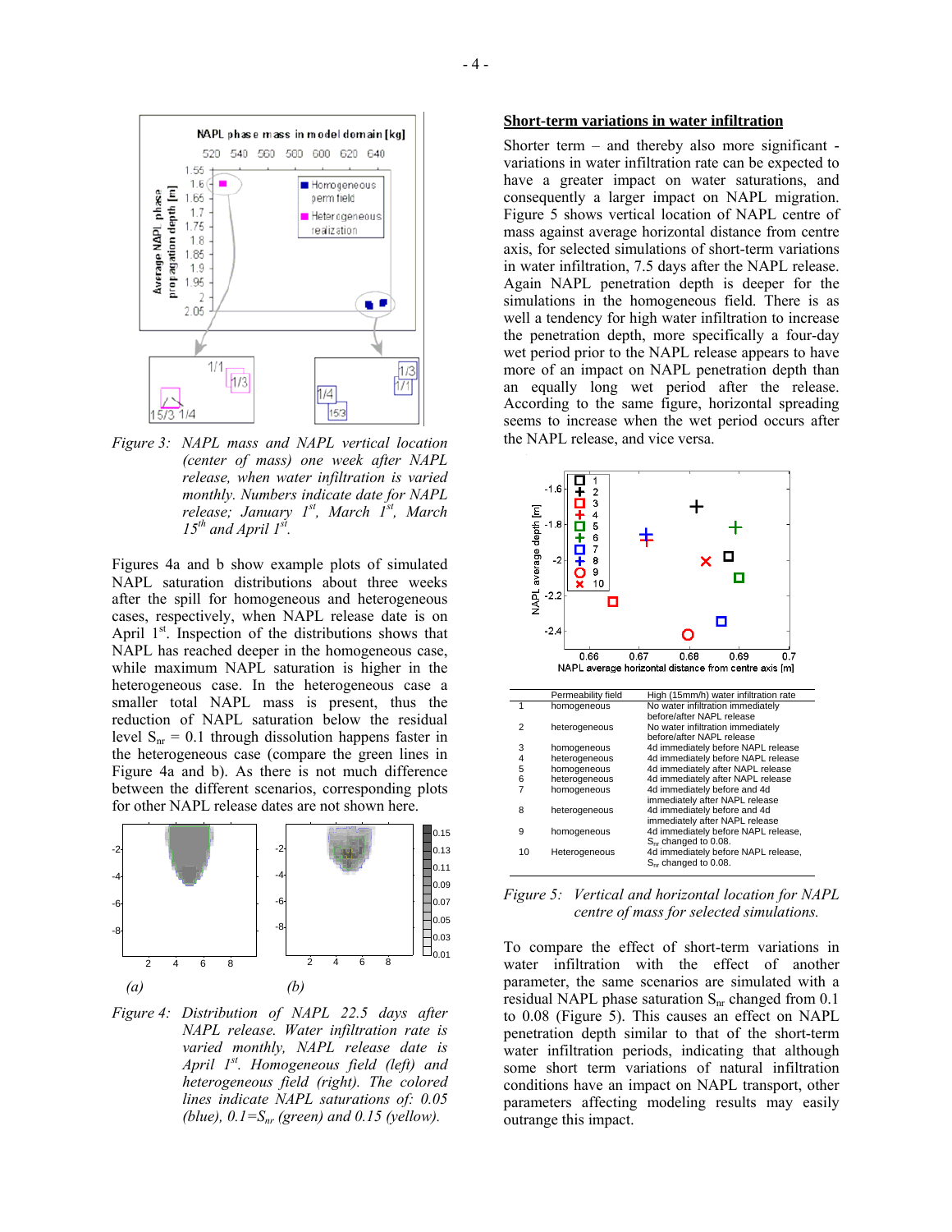*Figure 3: NAPL mass and NAPL vertical location (center of mass) one week after NAPL release, when water infiltration is varied monthly. Numbers indicate date for NAPL release; January 1st, March 1st, March 15th and April 1st.*

Figures 4a and b show example plots of simulated NAPL saturation distributions about three weeks after the spill for homogeneous and heterogeneous cases, respectively, when NAPL release date is on April 1st. Inspection of the distributions shows that NAPL has reached deeper in the homogeneous case, while maximum NAPL saturation is higher in the heterogeneous case. In the heterogeneous case a smaller total NAPL mass is present, thus the reduction of NAPL saturation below the residual level $S_{nr}$ = 0.1 through dissolution happens faster in the heterogeneous case (compare the green lines in Figure 4a and b). As there is not much difference between the different scenarios, corresponding plots for other NAPL release dates are not shown here.

*Figure 4: Distribution of NAPL 22.5 days after NAPL release. Water infiltration rate is varied monthly, NAPL release date is April 1st. Homogeneous field (left) and heterogeneous field (right). The colored lines indicate NAPL saturations of: 0.05 (blue), 0.1=$S_{nr}$ (green) and 0.15 (yellow).*

## Short-term variations in water infiltration

Shorter term – and thereby also more significant - variations in water infiltration rate can be expected to have a greater impact on water saturations, and consequently a larger impact on NAPL migration. Figure 5 shows vertical location of NAPL centre of mass against average horizontal distance from centre axis, for selected simulations of short-term variations in water infiltration, 7.5 days after the NAPL release. Again NAPL penetration depth is deeper for the simulations in the homogeneous field. There is as well a tendency for high water infiltration to increase the penetration depth, more specifically a four-day wet period prior to the NAPL release appears to have more of an impact on NAPL penetration depth than an equally long wet period after the release. According to the same figure, horizontal spreading seems to increase when the wet period occurs after the NAPL release, and vice versa.

| | Permeability field | High (15mm/h) water infiltration rate |
|---|---|---|
| 1 | homogeneous | No water infiltration immediately before/after NAPL release |
| 2 | heterogeneous | No water infiltration immediately before/after NAPL release |
| 3 | homogeneous | 4d immediately before NAPL release |
| 4 | heterogeneous | 4d immediately before NAPL release |
| 5 | homogeneous | 4d immediately after NAPL release |
| 6 | heterogeneous | 4d immediately after NAPL release |
| 7 | homogeneous | 4d immediately before and 4d immediately after NAPL release |
| 8 | heterogeneous | 4d immediately before and 4d immediately after NAPL release |
| 9 | homogeneous | 4d immediately before NAPL release, $S_{nr}$ changed to 0.08. |
| 10 | Heterogeneous | 4d immediately before NAPL release, $S_{nr}$ changed to 0.08. |

*Figure 5: Vertical and horizontal location for NAPL centre of mass for selected simulations.*

To compare the effect of short-term variations in water infiltration with the effect of another parameter, the same scenarios are simulated with a residual NAPL phase saturation $S_{nr}$ changed from 0.1 to 0.08 (Figure 5). This causes an effect on NAPL penetration depth similar to that of the short-term water infiltration periods, indicating that although some short term variations of natural infiltration conditions have an impact on NAPL transport, other parameters affecting modeling results may easily outrange this impact.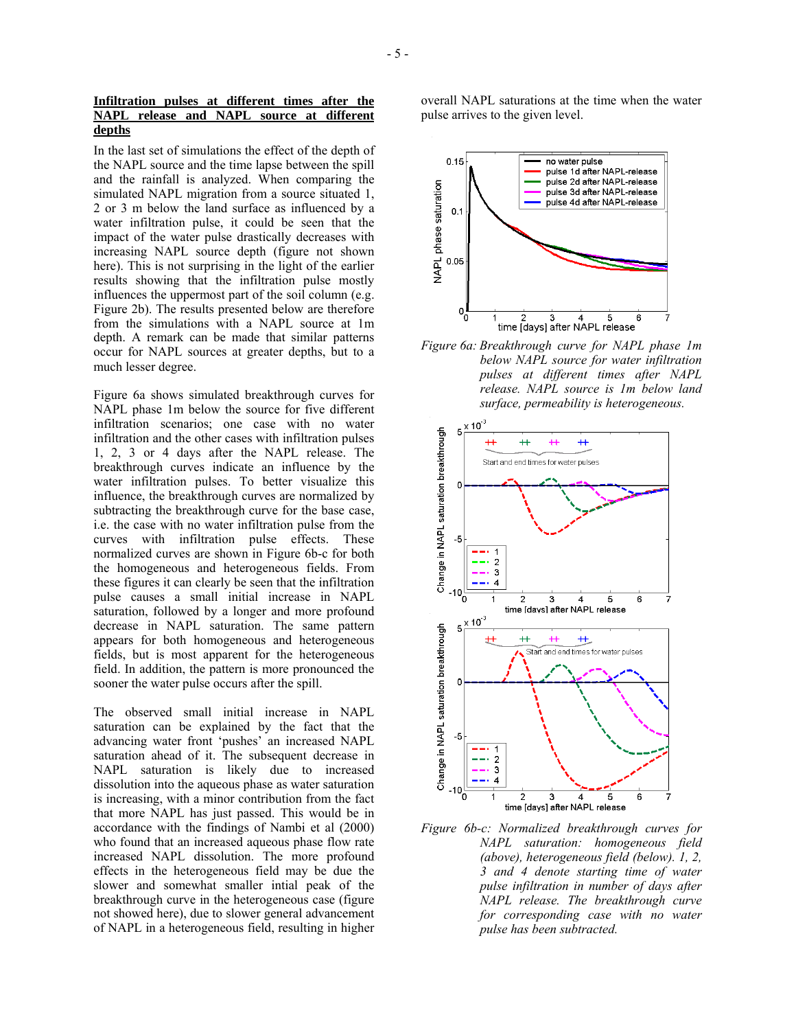### Infiltration pulses at different times after the NAPL release and NAPL source at different depths

In the last set of simulations the effect of the depth of the NAPL source and the time lapse between the spill and the rainfall is analyzed. When comparing the simulated NAPL migration from a source situated 1, 2 or 3 m below the land surface as influenced by a water infiltration pulse, it could be seen that the impact of the water pulse drastically decreases with increasing NAPL source depth (figure not shown here). This is not surprising in the light of the earlier results showing that the infiltration pulse mostly influences the uppermost part of the soil column (e.g. Figure 2b). The results presented below are therefore from the simulations with a NAPL source at 1m depth. A remark can be made that similar patterns occur for NAPL sources at greater depths, but to a much lesser degree.

Figure 6a shows simulated breakthrough curves for NAPL phase 1m below the source for five different infiltration scenarios; one case with no water infiltration and the other cases with infiltration pulses 1, 2, 3 or 4 days after the NAPL release. The breakthrough curves indicate an influence by the water infiltration pulses. To better visualize this influence, the breakthrough curves are normalized by subtracting the breakthrough curve for the base case, i.e. the case with no water infiltration pulse from the curves with infiltration pulse effects. These normalized curves are shown in Figure 6b-c for both the homogeneous and heterogeneous fields. From these figures it can clearly be seen that the infiltration pulse causes a small initial increase in NAPL saturation, followed by a longer and more profound decrease in NAPL saturation. The same pattern appears for both homogeneous and heterogeneous fields, but is most apparent for the heterogeneous field. In addition, the pattern is more pronounced the sooner the water pulse occurs after the spill.

The observed small initial increase in NAPL saturation can be explained by the fact that the advancing water front 'pushes' an increased NAPL saturation ahead of it. The subsequent decrease in NAPL saturation is likely due to increased dissolution into the aqueous phase as water saturation is increasing, with a minor contribution from the fact that more NAPL has just passed. This would be in accordance with the findings of Nambi et al (2000) who found that an increased aqueous phase flow rate increased NAPL dissolution. The more profound effects in the heterogeneous field may be due the slower and somewhat smaller intial peak of the breakthrough curve in the heterogeneous case (figure not showed here), due to slower general advancement of NAPL in a heterogeneous field, resulting in higher overall NAPL saturations at the time when the water pulse arrives to the given level.

*Figure 6a: Breakthrough curve for NAPL phase 1m below NAPL source for water infiltration pulses at different times after NAPL release. NAPL source is 1m below land surface, permeability is heterogeneous.*

*Figure 6b-c: Normalized breakthrough curves for NAPL saturation: homogeneous field (above), heterogeneous field (below). 1, 2, 3 and 4 denote starting time of water pulse infiltration in number of days after NAPL release. The breakthrough curve for corresponding case with no water pulse has been subtracted.*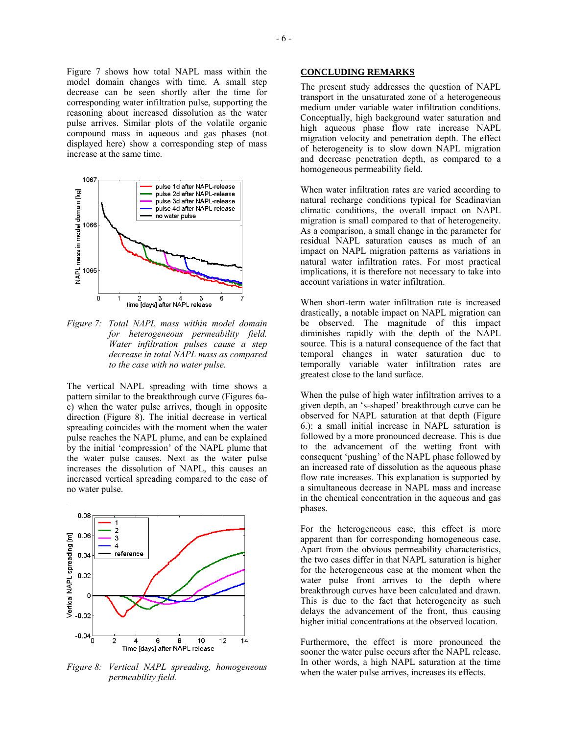Figure 7 shows how total NAPL mass within the model domain changes with time. A small step decrease can be seen shortly after the time for corresponding water infiltration pulse, supporting the reasoning about increased dissolution as the water pulse arrives. Similar plots of the volatile organic compound mass in aqueous and gas phases (not displayed here) show a corresponding step of mass increase at the same time.

*Figure 7: Total NAPL mass within model domain for heterogeneous permeability field. Water infiltration pulses cause a step decrease in total NAPL mass as compared to the case with no water pulse.*

The vertical NAPL spreading with time shows a pattern similar to the breakthrough curve (Figures 6a-c) when the water pulse arrives, though in opposite direction (Figure 8). The initial decrease in vertical spreading coincides with the moment when the water pulse reaches the NAPL plume, and can be explained by the initial 'compression' of the NAPL plume that the water pulse causes. Next as the water pulse increases the dissolution of NAPL, this causes an increased vertical spreading compared to the case of no water pulse.

*Figure 8: Vertical NAPL spreading, homogeneous permeability field.*

## CONCLUDING REMARKS

The present study addresses the question of NAPL transport in the unsaturated zone of a heterogeneous medium under variable water infiltration conditions. Conceptually, high background water saturation and high aqueous phase flow rate increase NAPL migration velocity and penetration depth. The effect of heterogeneity is to slow down NAPL migration and decrease penetration depth, as compared to a homogeneous permeability field.

When water infiltration rates are varied according to natural recharge conditions typical for Scadinavian climatic conditions, the overall impact on NAPL migration is small compared to that of heterogeneity. As a comparison, a small change in the parameter for residual NAPL saturation causes as much of an impact on NAPL migration patterns as variations in natural water infiltration rates. For most practical implications, it is therefore not necessary to take into account variations in water infiltration.

When short-term water infiltration rate is increased drastically, a notable impact on NAPL migration can be observed. The magnitude of this impact diminishes rapidly with the depth of the NAPL source. This is a natural consequence of the fact that temporal changes in water saturation due to temporally variable water infiltration rates are greatest close to the land surface.

When the pulse of high water infiltration arrives to a given depth, an 's-shaped' breakthrough curve can be observed for NAPL saturation at that depth (Figure 6.): a small initial increase in NAPL saturation is followed by a more pronounced decrease. This is due to the advancement of the wetting front with consequent 'pushing' of the NAPL phase followed by an increased rate of dissolution as the aqueous phase flow rate increases. This explanation is supported by a simultaneous decrease in NAPL mass and increase in the chemical concentration in the aqueous and gas phases.

For the heterogeneous case, this effect is more apparent than for corresponding homogeneous case. Apart from the obvious permeability characteristics, the two cases differ in that NAPL saturation is higher for the heterogeneous case at the moment when the water pulse front arrives to the depth where breakthrough curves have been calculated and drawn. This is due to the fact that heterogeneity as such delays the advancement of the front, thus causing higher initial concentrations at the observed location.

Furthermore, the effect is more pronounced the sooner the water pulse occurs after the NAPL release. In other words, a high NAPL saturation at the time when the water pulse arrives, increases its effects.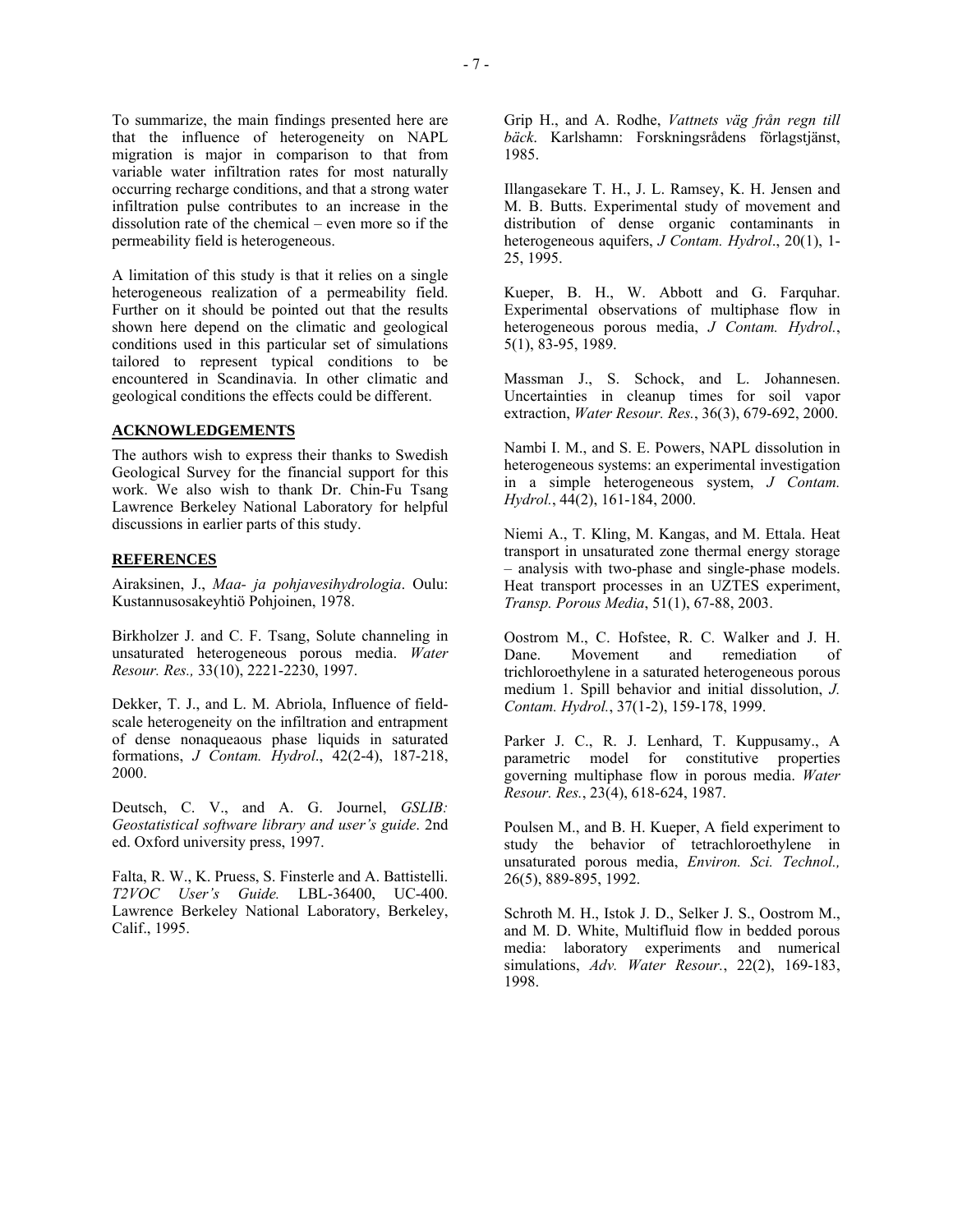To summarize, the main findings presented here are that the influence of heterogeneity on NAPL migration is major in comparison to that from variable water infiltration rates for most naturally occurring recharge conditions, and that a strong water infiltration pulse contributes to an increase in the dissolution rate of the chemical – even more so if the permeability field is heterogeneous.

A limitation of this study is that it relies on a single heterogeneous realization of a permeability field. Further on it should be pointed out that the results shown here depend on the climatic and geological conditions used in this particular set of simulations tailored to represent typical conditions to be encountered in Scandinavia. In other climatic and geological conditions the effects could be different.

## ACKNOWLEDGEMENTS

The authors wish to express their thanks to Swedish Geological Survey for the financial support for this work. We also wish to thank Dr. Chin-Fu Tsang Lawrence Berkeley National Laboratory for helpful discussions in earlier parts of this study.

## REFERENCES

Airaksinen, J., *Maa- ja pohjavesihydrologia*. Oulu: Kustannusosakeyhtiö Pohjoinen, 1978.

Birkholzer J. and C. F. Tsang, Solute channeling in unsaturated heterogeneous porous media. *Water Resour. Res.,* 33(10), 2221-2230, 1997.

Dekker, T. J., and L. M. Abriola, Influence of field-scale heterogeneity on the infiltration and entrapment of dense nonaqueaous phase liquids in saturated formations, *J Contam. Hydrol*., 42(2-4), 187-218, 2000.

Deutsch, C. V., and A. G. Journel, *GSLIB: Geostatistical software library and user's guide*. 2nd ed. Oxford university press, 1997.

Falta, R. W., K. Pruess, S. Finsterle and A. Battistelli. *T2VOC User's Guide.* LBL-36400, UC-400. Lawrence Berkeley National Laboratory, Berkeley, Calif., 1995.

Grip H., and A. Rodhe, *Vattnets väg från regn till bäck*. Karlshamn: Forskningsrådens förlagstjänst, 1985.

Illangasekare T. H., J. L. Ramsey, K. H. Jensen and M. B. Butts. Experimental study of movement and distribution of dense organic contaminants in heterogeneous aquifers, *J Contam. Hydrol*., 20(1), 1-25, 1995.

Kueper, B. H., W. Abbott and G. Farquhar. Experimental observations of multiphase flow in heterogeneous porous media, *J Contam. Hydrol.*, 5(1), 83-95, 1989.

Massman J., S. Schock, and L. Johannesen. Uncertainties in cleanup times for soil vapor extraction, *Water Resour. Res.*, 36(3), 679-692, 2000.

Nambi I. M., and S. E. Powers, NAPL dissolution in heterogeneous systems: an experimental investigation in a simple heterogeneous system, *J Contam. Hydrol.*, 44(2), 161-184, 2000.

Niemi A., T. Kling, M. Kangas, and M. Ettala. Heat transport in unsaturated zone thermal energy storage – analysis with two-phase and single-phase models. Heat transport processes in an UZTES experiment, *Transp. Porous Media*, 51(1), 67-88, 2003.

Oostrom M., C. Hofstee, R. C. Walker and J. H. Dane. Movement and remediation of trichloroethylene in a saturated heterogeneous porous medium 1. Spill behavior and initial dissolution, *J. Contam. Hydrol.*, 37(1-2), 159-178, 1999.

Parker J. C., R. J. Lenhard, T. Kuppusamy., A parametric model for constitutive properties governing multiphase flow in porous media. *Water Resour. Res.*, 23(4), 618-624, 1987.

Poulsen M., and B. H. Kueper, A field experiment to study the behavior of tetrachloroethylene in unsaturated porous media, *Environ. Sci. Technol.,* 26(5), 889-895, 1992.

Schroth M. H., Istok J. D., Selker J. S., Oostrom M., and M. D. White, Multifluid flow in bedded porous media: laboratory experiments and numerical simulations, *Adv. Water Resour.*, 22(2), 169-183, 1998.